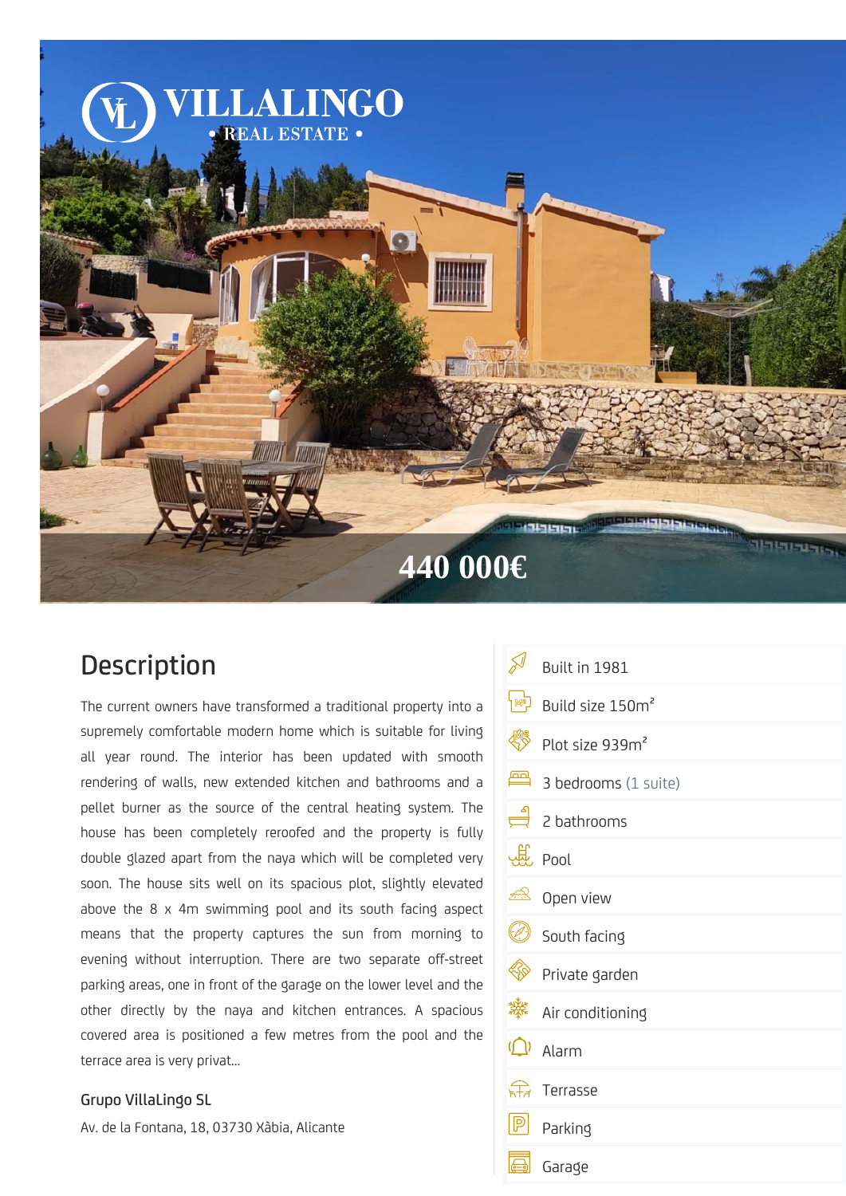VILLALINGO
• REAL ESTATE •

440 000€

## Description

The current owners have transformed a traditional property into a supremely comfortable modern home which is suitable for living all year round. The interior has been updated with smooth rendering of walls, new extended kitchen and bathrooms and a pellet burner as the source of the central heating system. The house has been completely reroofed and the property is fully double glazed apart from the naya which will be completed very soon. The house sits well on its spacious plot, slightly elevated above the 8 x 4m swimming pool and its south facing aspect means that the property captures the sun from morning to evening without interruption. There are two separate off-street parking areas, one in front of the garage on the lower level and the other directly by the naya and kitchen entrances. A spacious covered area is positioned a few metres from the pool and the terrace area is very privat...

**Grupo VillaLingo SL**

Av. de la Fontana, 18, 03730 Xàbia, Alicante

- Built in 1981
- Build size 150m²
- Plot size 939m²
- 3 bedrooms (1 suite)
- 2 bathrooms
- Pool
- Open view
- South facing
- Private garden
- Air conditioning
- Alarm
- Terrasse
- Parking
- Garage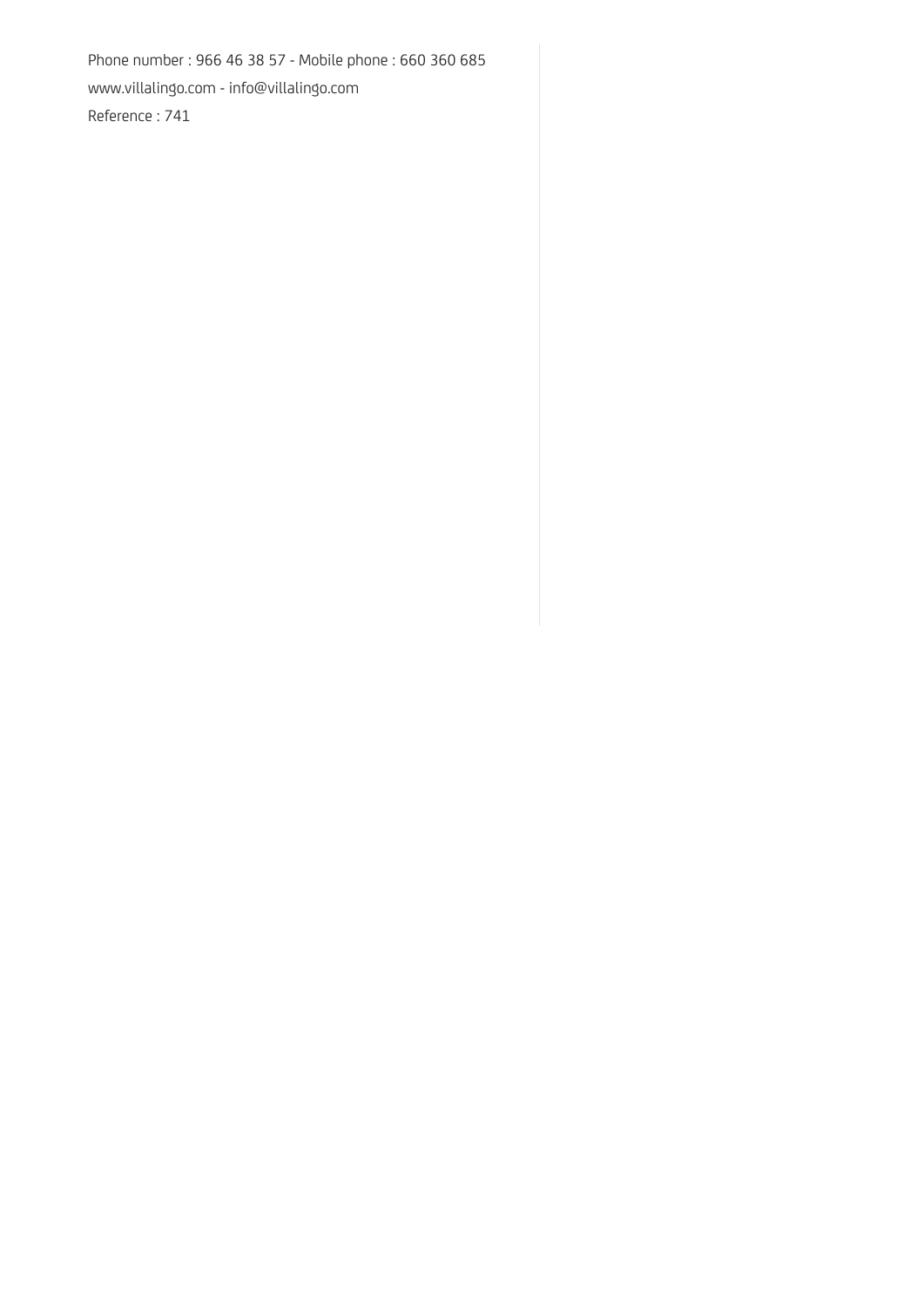Phone number : 966 46 38 57 - Mobile phone : 660 360 685

www.villalingo.com - info@villalingo.com

Reference : 741